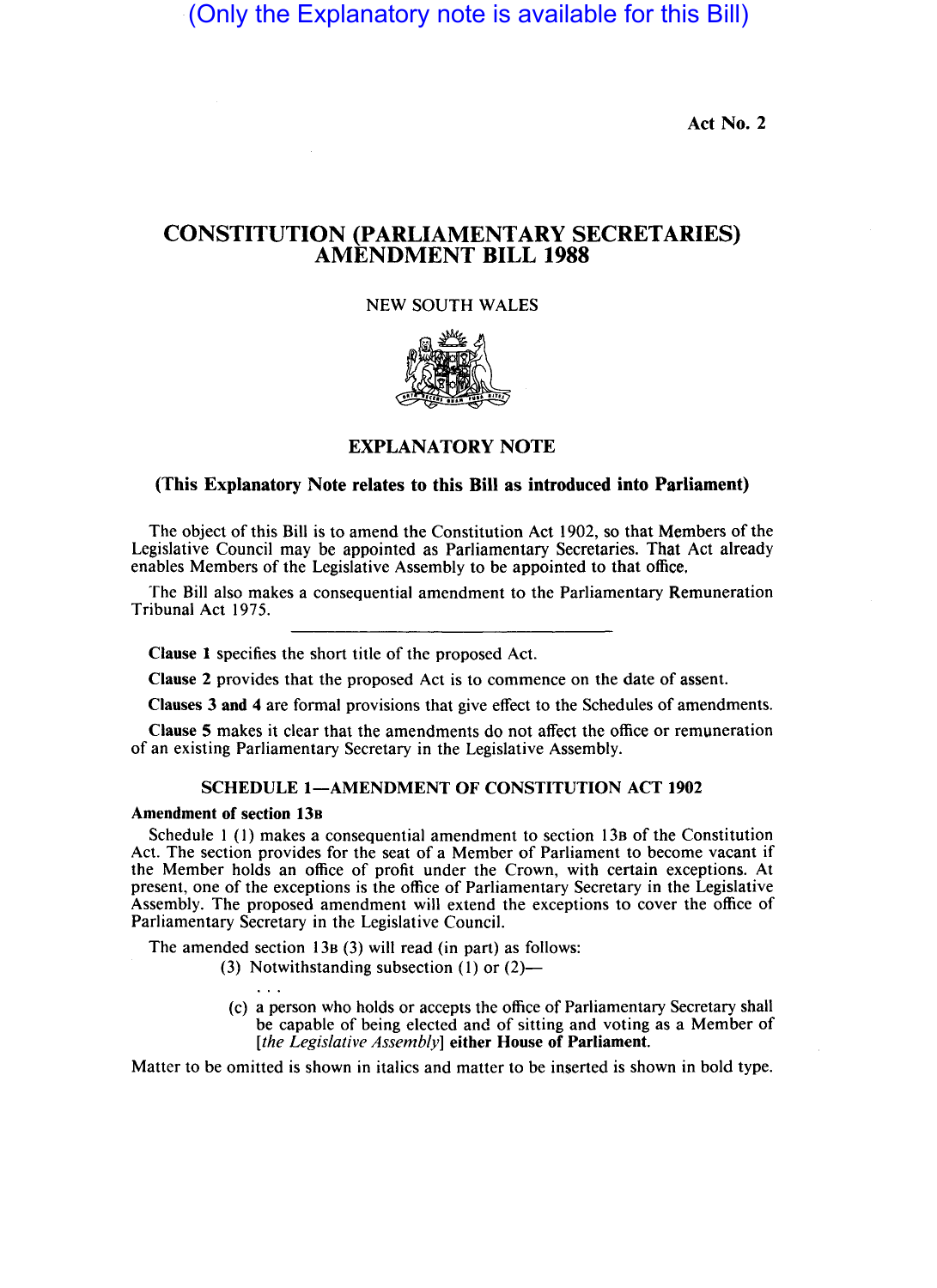(Only the Explanatory note is available for this Bill)

Act No. 2

# CONSTITUTION (PARLIAMENTARY SECRETARIES) AMENDMENT BILL 1988

NEW SOUTH WALES

## EXPLANATORY NOTE

**(This Explanatory Note relates to this Bill as introduced into Parliament)**

The object of this Bill is to amend the Constitution Act 1902, so that Members of the Legislative Council may be appointed as Parliamentary Secretaries. That Act already enables Members of the Legislative Assembly to be appointed to that office.

The Bill also makes a consequential amendment to the Parliamentary Remuneration Tribunal Act 1975.

---

**Clause 1** specifies the short title of the proposed Act.

**Clause 2** provides that the proposed Act is to commence on the date of assent.

**Clauses 3 and 4** are formal provisions that give effect to the Schedules of amendments.

**Clause 5** makes it clear that the amendments do not affect the office or remuneration of an existing Parliamentary Secretary in the Legislative Assembly.

### SCHEDULE 1—AMENDMENT OF CONSTITUTION ACT 1902

**Amendment of section 13B**

Schedule 1 (1) makes a consequential amendment to section 13B of the Constitution Act. The section provides for the seat of a Member of Parliament to become vacant if the Member holds an office of profit under the Crown, with certain exceptions. At present, one of the exceptions is the office of Parliamentary Secretary in the Legislative Assembly. The proposed amendment will extend the exceptions to cover the office of Parliamentary Secretary in the Legislative Council.

The amended section 13B (3) will read (in part) as follows:

(3) Notwithstanding subsection (1) or (2)—

. . .

(c) a person who holds or accepts the office of Parliamentary Secretary shall be capable of being elected and of sitting and voting as a Member of [*the Legislative Assembly*] **either House of Parliament.**

Matter to be omitted is shown in italics and matter to be inserted is shown in bold type.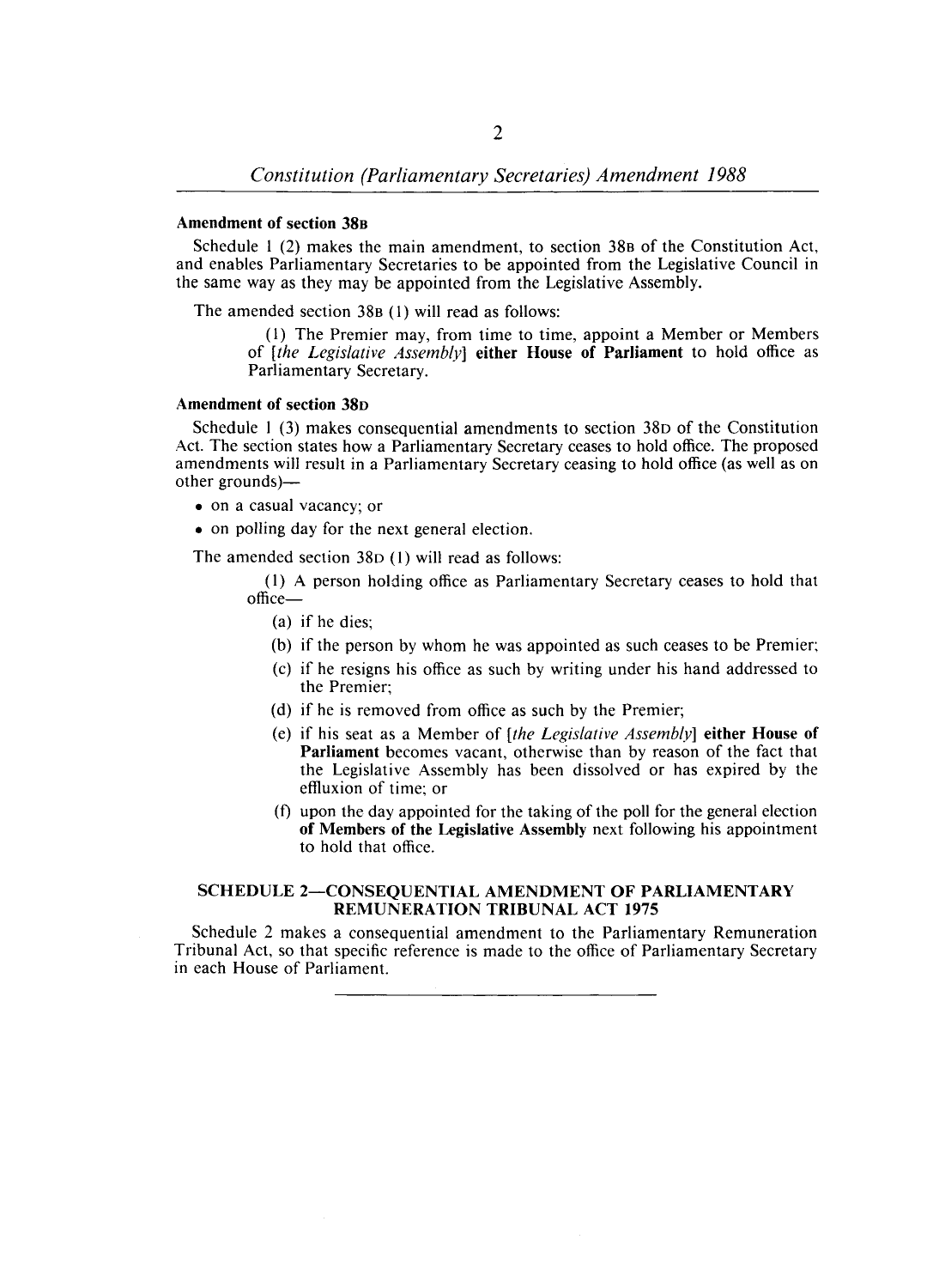**Amendment of section 38B**

Schedule 1 (2) makes the main amendment, to section 38B of the Constitution Act, and enables Parliamentary Secretaries to be appointed from the Legislative Council in the same way as they may be appointed from the Legislative Assembly.

The amended section 38B (1) will read as follows:

> (1) The Premier may, from time to time, appoint a Member or Members of [*the Legislative Assembly*] **either House of Parliament** to hold office as Parliamentary Secretary.

**Amendment of section 38D**

Schedule 1 (3) makes consequential amendments to section 38D of the Constitution Act. The section states how a Parliamentary Secretary ceases to hold office. The proposed amendments will result in a Parliamentary Secretary ceasing to hold office (as well as on other grounds)—

- on a casual vacancy; or
- on polling day for the next general election.

The amended section 38D (1) will read as follows:

> (1) A person holding office as Parliamentary Secretary ceases to hold that office—
>
> (a) if he dies;
>
> (b) if the person by whom he was appointed as such ceases to be Premier;
>
> (c) if he resigns his office as such by writing under his hand addressed to the Premier;
>
> (d) if he is removed from office as such by the Premier;
>
> (e) if his seat as a Member of [*the Legislative Assembly*] **either House of Parliament** becomes vacant, otherwise than by reason of the fact that the Legislative Assembly has been dissolved or has expired by the effluxion of time; or
>
> (f) upon the day appointed for the taking of the poll for the general election **of Members of the Legislative Assembly** next following his appointment to hold that office.

## SCHEDULE 2—CONSEQUENTIAL AMENDMENT OF PARLIAMENTARY REMUNERATION TRIBUNAL ACT 1975

Schedule 2 makes a consequential amendment to the Parliamentary Remuneration Tribunal Act, so that specific reference is made to the office of Parliamentary Secretary in each House of Parliament.